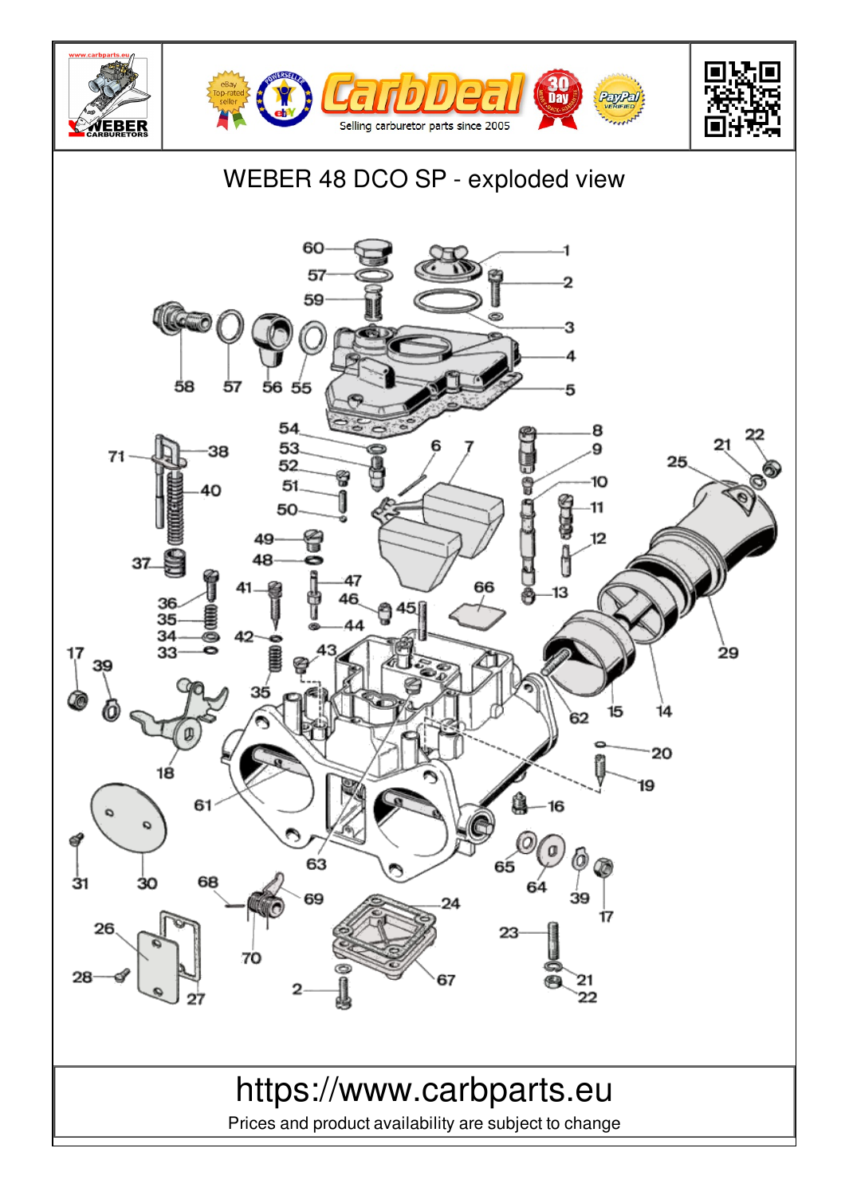# WEBER 48 DCO SP - exploded view

https://www.carbparts.eu

Prices and product availability are subject to change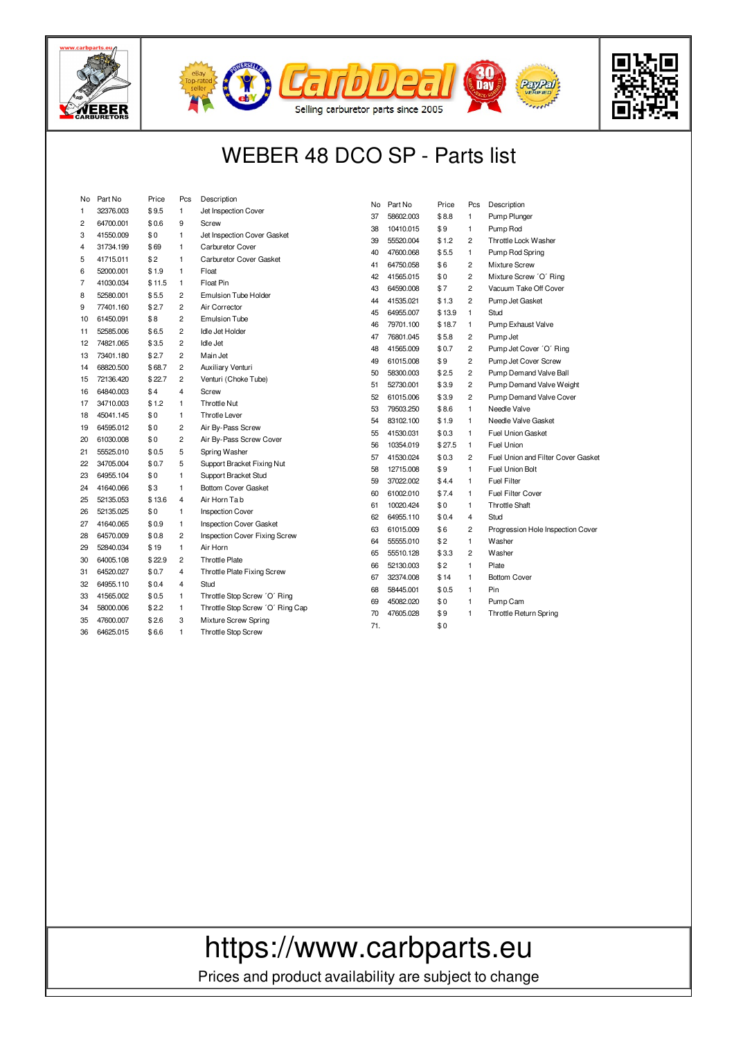# WEBER 48 DCO SP - Parts list

| No | Part No | Price | Pcs | Description |
|---|---|---|---|---|
| 1 | 32376.003 | $ 9.5 | 1 | Jet Inspection Cover |
| 2 | 64700.001 | $ 0.6 | 9 | Screw |
| 3 | 41550.009 | $ 0 | 1 | Jet Inspection Cover Gasket |
| 4 | 31734.199 | $ 69 | 1 | Carburetor Cover |
| 5 | 41715.011 | $ 2 | 1 | Carburetor Cover Gasket |
| 6 | 52000.001 | $ 1.9 | 1 | Float |
| 7 | 41030.034 | $ 11.5 | 1 | Float Pin |
| 8 | 52580.001 | $ 5.5 | 2 | Emulsion Tube Holder |
| 9 | 77401.160 | $ 2.7 | 2 | Air Corrector |
| 10 | 61450.091 | $ 8 | 2 | Emulsion Tube |
| 11 | 52585.006 | $ 6.5 | 2 | Idle Jet Holder |
| 12 | 74821.065 | $ 3.5 | 2 | Idle Jet |
| 13 | 73401.180 | $ 2.7 | 2 | Main Jet |
| 14 | 68820.500 | $ 68.7 | 2 | Auxiliary Venturi |
| 15 | 72136.420 | $ 22.7 | 2 | Venturi (Choke Tube) |
| 16 | 64840.003 | $ 4 | 4 | Screw |
| 17 | 34710.003 | $ 1.2 | 1 | Throttle Nut |
| 18 | 45041.145 | $ 0 | 1 | Throttle Lever |
| 19 | 64595.012 | $ 0 | 2 | Air By-Pass Screw |
| 20 | 61030.008 | $ 0 | 2 | Air By-Pass Screw Cover |
| 21 | 55525.010 | $ 0.5 | 5 | Spring Washer |
| 22 | 34705.004 | $ 0.7 | 5 | Support Bracket Fixing Nut |
| 23 | 64955.104 | $ 0 | 1 | Support Bracket Stud |
| 24 | 41640.066 | $ 3 | 1 | Bottom Cover Gasket |
| 25 | 52135.053 | $ 13.6 | 4 | Air Horn Ta b |
| 26 | 52135.025 | $ 0 | 1 | Inspection Cover |
| 27 | 41640.065 | $ 0.9 | 1 | Inspection Cover Gasket |
| 28 | 64570.009 | $ 0.8 | 2 | Inspection Cover Fixing Screw |
| 29 | 52840.034 | $ 19 | 1 | Air Horn |
| 30 | 64005.108 | $ 22.9 | 2 | Throttle Plate |
| 31 | 64520.027 | $ 0.7 | 4 | Throttle Plate Fixing Screw |
| 32 | 64955.110 | $ 0.4 | 4 | Stud |
| 33 | 41565.002 | $ 0.5 | 1 | Throttle Stop Screw ´O´ Ring |
| 34 | 58000.006 | $ 2.2 | 1 | Throttle Stop Screw ´O´ Ring Cap |
| 35 | 47600.007 | $ 2.6 | 3 | Mixture Screw Spring |
| 36 | 64625.015 | $ 6.6 | 1 | Throttle Stop Screw |
| 37 | 58602.003 | $ 8.8 | 1 | Pump Plunger |
| 38 | 10410.015 | $ 9 | 1 | Pump Rod |
| 39 | 55520.004 | $ 1.2 | 2 | Throttle Lock Washer |
| 40 | 47600.068 | $ 5.5 | 1 | Pump Rod Spring |
| 41 | 64750.058 | $ 6 | 2 | Mixture Screw |
| 42 | 41565.015 | $ 0 | 2 | Mixture Screw ´O´ Ring |
| 43 | 64590.008 | $ 7 | 2 | Vacuum Take Off Cover |
| 44 | 41535.021 | $ 1.3 | 2 | Pump Jet Gasket |
| 45 | 64955.007 | $ 13.9 | 1 | Stud |
| 46 | 79701.100 | $ 18.7 | 1 | Pump Exhaust Valve |
| 47 | 76801.045 | $ 5.8 | 2 | Pump Jet |
| 48 | 41565.009 | $ 0.7 | 2 | Pump Jet Cover ´O´ Ring |
| 49 | 61015.008 | $ 9 | 2 | Pump Jet Cover Screw |
| 50 | 58300.003 | $ 2.5 | 2 | Pump Demand Valve Ball |
| 51 | 52730.001 | $ 3.9 | 2 | Pump Demand Valve Weight |
| 52 | 61015.006 | $ 3.9 | 2 | Pump Demand Valve Cover |
| 53 | 79503.250 | $ 8.6 | 1 | Needle Valve |
| 54 | 83102.100 | $ 1.9 | 1 | Needle Valve Gasket |
| 55 | 41530.031 | $ 0.3 | 1 | Fuel Union Gasket |
| 56 | 10354.019 | $ 27.5 | 1 | Fuel Union |
| 57 | 41530.024 | $ 0.3 | 2 | Fuel Union and Filter Cover Gasket |
| 58 | 12715.008 | $ 9 | 1 | Fuel Union Bolt |
| 59 | 37022.002 | $ 4.4 | 1 | Fuel Filter |
| 60 | 61002.010 | $ 7.4 | 1 | Fuel Filter Cover |
| 61 | 10020.424 | $ 0 | 1 | Throttle Shaft |
| 62 | 64955.110 | $ 0.4 | 4 | Stud |
| 63 | 61015.009 | $ 6 | 2 | Progression Hole Inspection Cover |
| 64 | 55555.010 | $ 2 | 1 | Washer |
| 65 | 55510.128 | $ 3.3 | 2 | Washer |
| 66 | 52130.003 | $ 2 | 1 | Plate |
| 67 | 32374.008 | $ 14 | 1 | Bottom Cover |
| 68 | 58445.001 | $ 0.5 | 1 | Pin |
| 69 | 45082.020 | $ 0 | 1 | Pump Cam |
| 70 | 47605.028 | $ 9 | 1 | Throttle Return Spring |
| 71. | | $ 0 | | |

https://www.carbparts.eu

Prices and product availability are subject to change